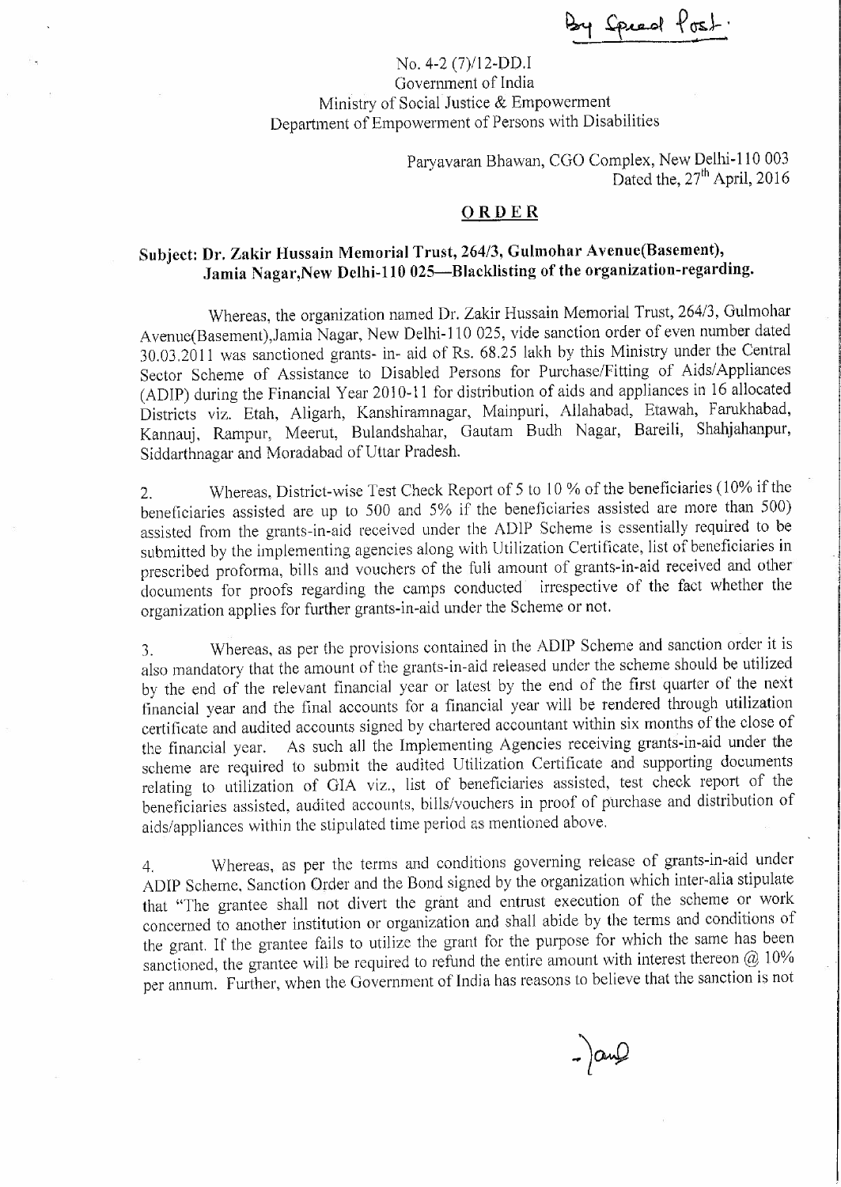By Speed Post.

No. 4-2 (7)/12-DD.I
Government of India
Ministry of Social Justice & Empowerment
Department of Empowerment of Persons with Disabilities

Paryavaran Bhawan, CGO Complex, New Delhi-110 003
Dated the, 27th April, 2016

## ORDER

**Subject: Dr. Zakir Hussain Memorial Trust, 264/3, Gulmohar Avenue(Basement), Jamia Nagar,New Delhi-110 025—Blacklisting of the organization-regarding.**

Whereas, the organization named Dr. Zakir Hussain Memorial Trust, 264/3, Gulmohar Avenue(Basement),Jamia Nagar, New Delhi-110 025, vide sanction order of even number dated 30.03.2011 was sanctioned grants- in- aid of Rs. 68.25 lakh by this Ministry under the Central Sector Scheme of Assistance to Disabled Persons for Purchase/Fitting of Aids/Appliances (ADIP) during the Financial Year 2010-11 for distribution of aids and appliances in 16 allocated Districts viz. Etah, Aligarh, Kanshiramnagar, Mainpuri, Allahabad, Etawah, Farukhabad, Kannauj, Rampur, Meerut, Bulandshahar, Gautam Budh Nagar, Bareili, Shahjahanpur, Siddarthnagar and Moradabad of Uttar Pradesh.

2. Whereas, District-wise Test Check Report of 5 to 10 % of the beneficiaries (10% if the beneficiaries assisted are up to 500 and 5% if the beneficiaries assisted are more than 500) assisted from the grants-in-aid received under the ADIP Scheme is essentially required to be submitted by the implementing agencies along with Utilization Certificate, list of beneficiaries in prescribed proforma, bills and vouchers of the full amount of grants-in-aid received and other documents for proofs regarding the camps conducted irrespective of the fact whether the organization applies for further grants-in-aid under the Scheme or not.

3. Whereas, as per the provisions contained in the ADIP Scheme and sanction order it is also mandatory that the amount of the grants-in-aid released under the scheme should be utilized by the end of the relevant financial year or latest by the end of the first quarter of the next financial year and the final accounts for a financial year will be rendered through utilization certificate and audited accounts signed by chartered accountant within six months of the close of the financial year. As such all the Implementing Agencies receiving grants-in-aid under the scheme are required to submit the audited Utilization Certificate and supporting documents relating to utilization of GIA viz., list of beneficiaries assisted, test check report of the beneficiaries assisted, audited accounts, bills/vouchers in proof of purchase and distribution of aids/appliances within the stipulated time period as mentioned above.

4. Whereas, as per the terms and conditions governing release of grants-in-aid under ADIP Scheme, Sanction Order and the Bond signed by the organization which inter-alia stipulate that "The grantee shall not divert the grant and entrust execution of the scheme or work concerned to another institution or organization and shall abide by the terms and conditions of the grant. If the grantee fails to utilize the grant for the purpose for which the same has been sanctioned, the grantee will be required to refund the entire amount with interest thereon @ 10% per annum. Further, when the Government of India has reasons to believe that the sanction is not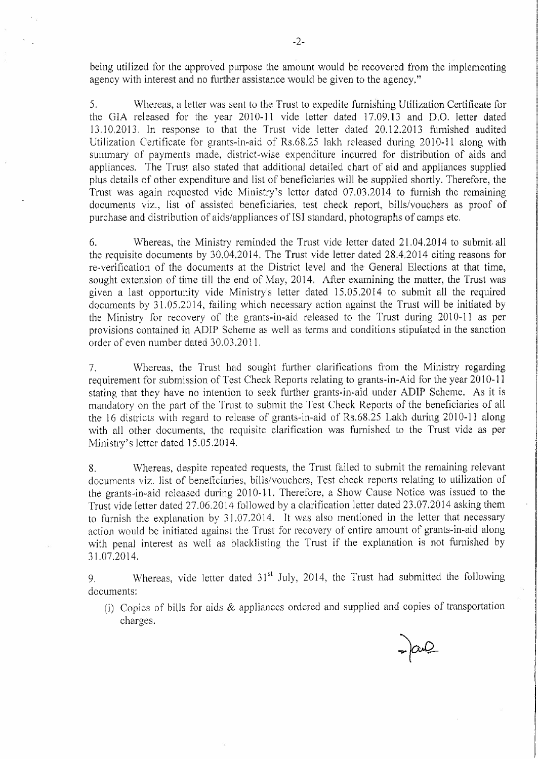being utilized for the approved purpose the amount would be recovered from the implementing agency with interest and no further assistance would be given to the agency."

5. Whereas, a letter was sent to the Trust to expedite furnishing Utilization Certificate for the GIA released for the year 2010-11 vide letter dated 17.09.13 and D.O. letter dated 13.10.2013. In response to that the Trust vide letter dated 20.12.2013 furnished audited Utilization Certificate for grants-in-aid of Rs.68.25 lakh released during 2010-11 along with summary of payments made, district-wise expenditure incurred for distribution of aids and appliances. The Trust also stated that additional detailed chart of aid and appliances supplied plus details of other expenditure and list of beneficiaries will be supplied shortly. Therefore, the Trust was again requested vide Ministry's letter dated 07.03.2014 to furnish the remaining documents viz., list of assisted beneficiaries, test check report, bills/vouchers as proof of purchase and distribution of aids/appliances of ISI standard, photographs of camps etc.

6. Whereas, the Ministry reminded the Trust vide letter dated 21.04.2014 to submit all the requisite documents by 30.04.2014. The Trust vide letter dated 28.4.2014 citing reasons for re-verification of the documents at the District level and the General Elections at that time, sought extension of time till the end of May, 2014. After examining the matter, the Trust was given a last opportunity vide Ministry's letter dated 15.05.2014 to submit all the required documents by 31.05.2014, failing which necessary action against the Trust will be initiated by the Ministry for recovery of the grants-in-aid released to the Trust during 2010-11 as per provisions contained in ADIP Scheme as well as terms and conditions stipulated in the sanction order of even number dated 30.03.2011.

7. Whereas, the Trust had sought further clarifications from the Ministry regarding requirement for submission of Test Check Reports relating to grants-in-Aid for the year 2010-11 stating that they have no intention to seek further grants-in-aid under ADIP Scheme. As it is mandatory on the part of the Trust to submit the Test Check Reports of the beneficiaries of all the 16 districts with regard to release of grants-in-aid of Rs.68.25 Lakh during 2010-11 along with all other documents, the requisite clarification was furnished to the Trust vide as per Ministry's letter dated 15.05.2014.

8. Whereas, despite repeated requests, the Trust failed to submit the remaining relevant documents viz. list of beneficiaries, bills/vouchers, Test check reports relating to utilization of the grants-in-aid released during 2010-11. Therefore, a Show Cause Notice was issued to the Trust vide letter dated 27.06.2014 followed by a clarification letter dated 23.07.2014 asking them to furnish the explanation by 31.07.2014. It was also mentioned in the letter that necessary action would be initiated against the Trust for recovery of entire amount of grants-in-aid along with penal interest as well as blacklisting the Trust if the explanation is not furnished by 31.07.2014.

9. Whereas, vide letter dated 31st July, 2014, the Trust had submitted the following documents:

(i) Copies of bills for aids & appliances ordered and supplied and copies of transportation charges.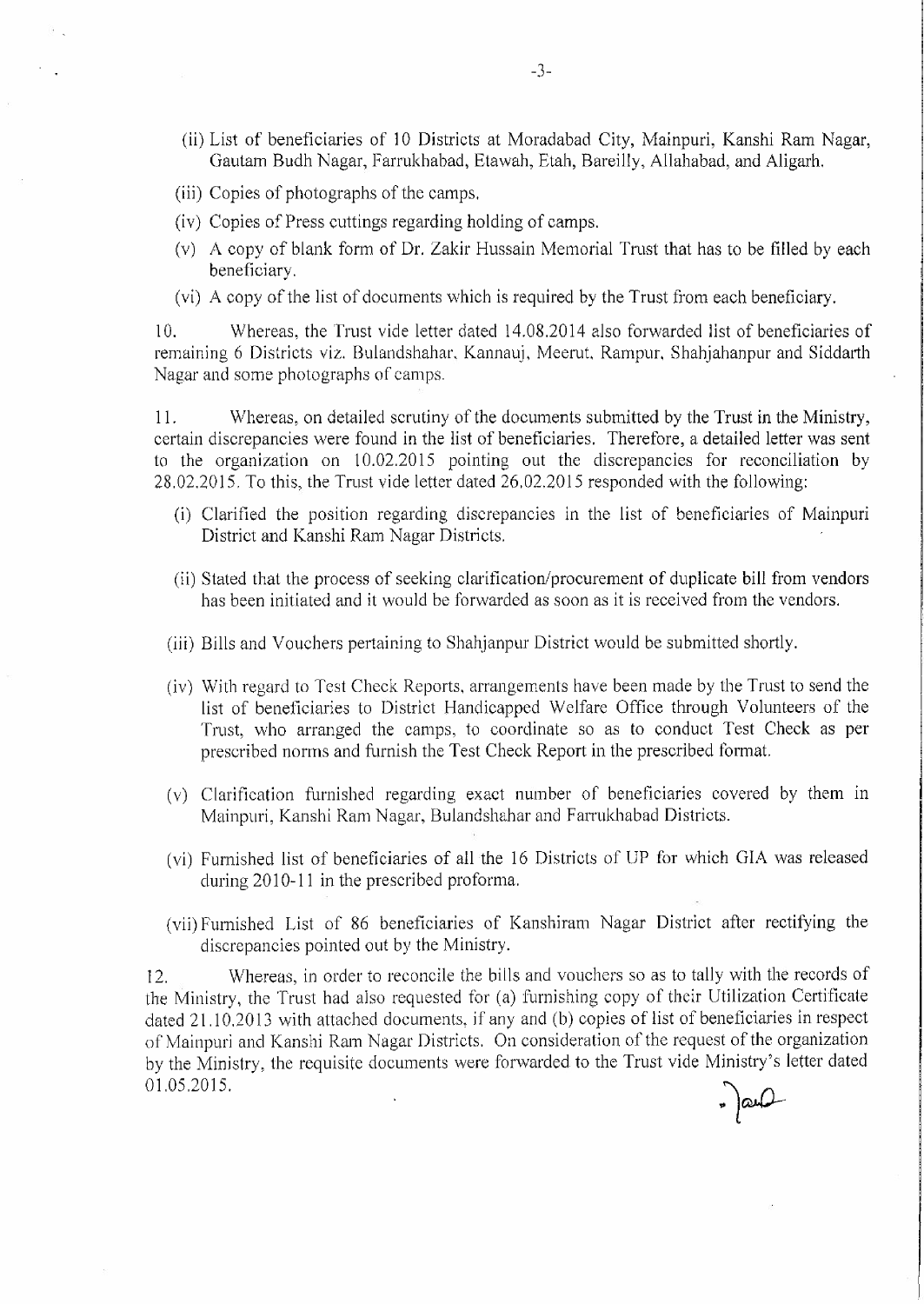(ii) List of beneficiaries of 10 Districts at Moradabad City, Mainpuri, Kanshi Ram Nagar, Gautam Budh Nagar, Farrukhabad, Etawah, Etah, Bareilly, Allahabad, and Aligarh.

(iii) Copies of photographs of the camps.

(iv) Copies of Press cuttings regarding holding of camps.

(v) A copy of blank form of Dr. Zakir Hussain Memorial Trust that has to be filled by each beneficiary.

(vi) A copy of the list of documents which is required by the Trust from each beneficiary.

10. Whereas, the Trust vide letter dated 14.08.2014 also forwarded list of beneficiaries of remaining 6 Districts viz. Bulandshahar, Kannauj, Meerut, Rampur, Shahjahanpur and Siddarth Nagar and some photographs of camps.

11. Whereas, on detailed scrutiny of the documents submitted by the Trust in the Ministry, certain discrepancies were found in the list of beneficiaries. Therefore, a detailed letter was sent to the organization on 10.02.2015 pointing out the discrepancies for reconciliation by 28.02.2015. To this, the Trust vide letter dated 26.02.2015 responded with the following:

(i) Clarified the position regarding discrepancies in the list of beneficiaries of Mainpuri District and Kanshi Ram Nagar Districts.

(ii) Stated that the process of seeking clarification/procurement of duplicate bill from vendors has been initiated and it would be forwarded as soon as it is received from the vendors.

(iii) Bills and Vouchers pertaining to Shahjanpur District would be submitted shortly.

(iv) With regard to Test Check Reports, arrangements have been made by the Trust to send the list of beneficiaries to District Handicapped Welfare Office through Volunteers of the Trust, who arranged the camps, to coordinate so as to conduct Test Check as per prescribed norms and furnish the Test Check Report in the prescribed format.

(v) Clarification furnished regarding exact number of beneficiaries covered by them in Mainpuri, Kanshi Ram Nagar, Bulandshahar and Farrukhabad Districts.

(vi) Furnished list of beneficiaries of all the 16 Districts of UP for which GIA was released during 2010-11 in the prescribed proforma.

(vii) Furnished List of 86 beneficiaries of Kanshiram Nagar District after rectifying the discrepancies pointed out by the Ministry.

12. Whereas, in order to reconcile the bills and vouchers so as to tally with the records of the Ministry, the Trust had also requested for (a) furnishing copy of their Utilization Certificate dated 21.10.2013 with attached documents, if any and (b) copies of list of beneficiaries in respect of Mainpuri and Kanshi Ram Nagar Districts. On consideration of the request of the organization by the Ministry, the requisite documents were forwarded to the Trust vide Ministry's letter dated 01.05.2015.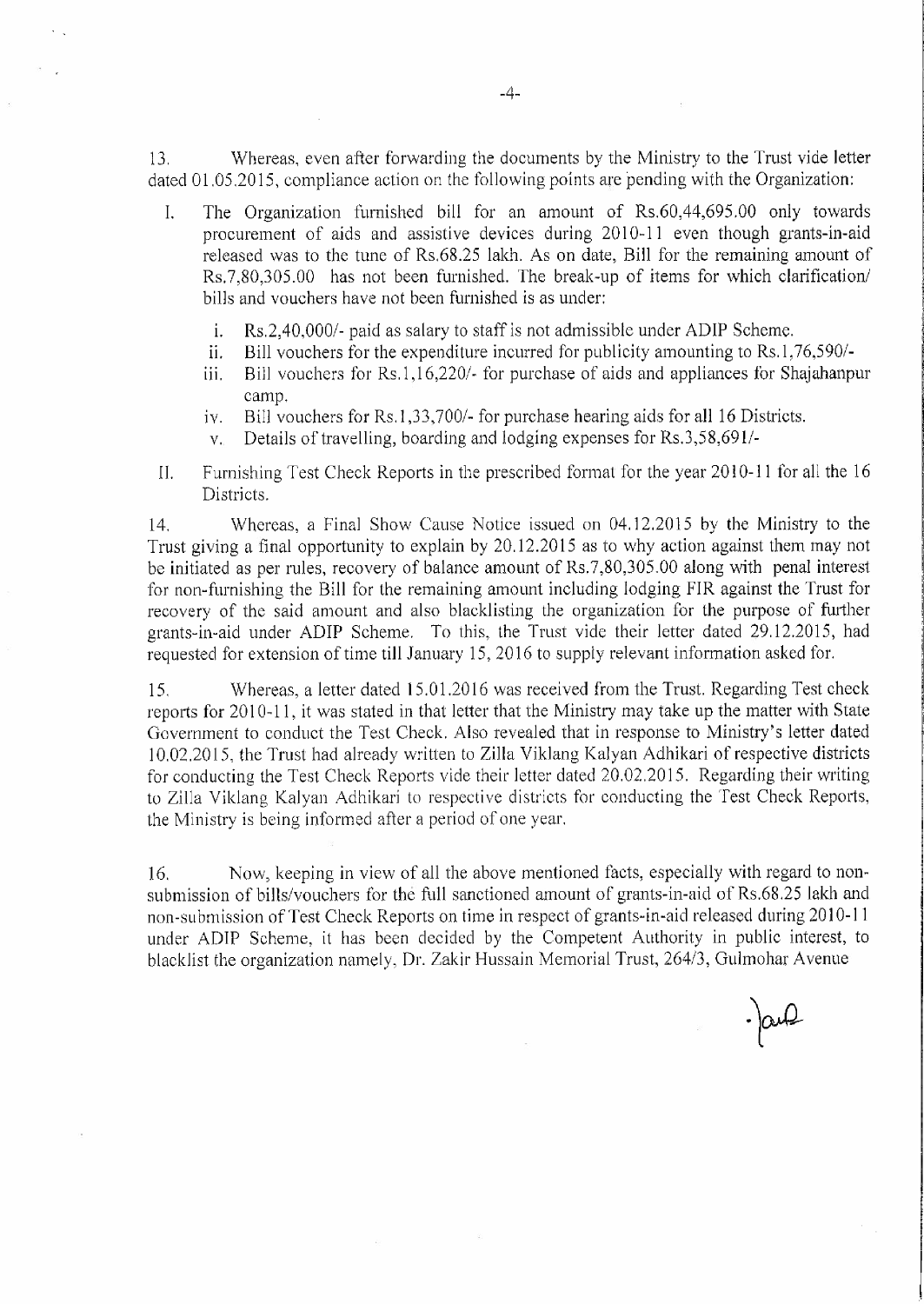13. Whereas, even after forwarding the documents by the Ministry to the Trust vide letter dated 01.05.2015, compliance action on the following points are pending with the Organization:

I. The Organization furnished bill for an amount of Rs.60,44,695.00 only towards procurement of aids and assistive devices during 2010-11 even though grants-in-aid released was to the tune of Rs.68.25 lakh. As on date, Bill for the remaining amount of Rs.7,80,305.00 has not been furnished. The break-up of items for which clarification/ bills and vouchers have not been furnished is as under:

   i. Rs.2,40,000/- paid as salary to staff is not admissible under ADIP Scheme.
   ii. Bill vouchers for the expenditure incurred for publicity amounting to Rs.1,76,590/-
   iii. Bill vouchers for Rs.1,16,220/- for purchase of aids and appliances for Shajahanpur camp.
   iv. Bill vouchers for Rs.1,33,700/- for purchase hearing aids for all 16 Districts.
   v. Details of travelling, boarding and lodging expenses for Rs.3,58,691/-

II. Furnishing Test Check Reports in the prescribed format for the year 2010-11 for all the 16 Districts.

14. Whereas, a Final Show Cause Notice issued on 04.12.2015 by the Ministry to the Trust giving a final opportunity to explain by 20.12.2015 as to why action against them may not be initiated as per rules, recovery of balance amount of Rs.7,80,305.00 along with penal interest for non-furnishing the Bill for the remaining amount including lodging FIR against the Trust for recovery of the said amount and also blacklisting the organization for the purpose of further grants-in-aid under ADIP Scheme. To this, the Trust vide their letter dated 29.12.2015, had requested for extension of time till January 15, 2016 to supply relevant information asked for.

15. Whereas, a letter dated 15.01.2016 was received from the Trust. Regarding Test check reports for 2010-11, it was stated in that letter that the Ministry may take up the matter with State Government to conduct the Test Check. Also revealed that in response to Ministry's letter dated 10.02.2015, the Trust had already written to Zilla Viklang Kalyan Adhikari of respective districts for conducting the Test Check Reports vide their letter dated 20.02.2015. Regarding their writing to Zilla Viklang Kalyan Adhikari to respective districts for conducting the Test Check Reports, the Ministry is being informed after a period of one year.

16. Now, keeping in view of all the above mentioned facts, especially with regard to non-submission of bills/vouchers for the full sanctioned amount of grants-in-aid of Rs.68.25 lakh and non-submission of Test Check Reports on time in respect of grants-in-aid released during 2010-11 under ADIP Scheme, it has been decided by the Competent Authority in public interest, to blacklist the organization namely, Dr. Zakir Hussain Memorial Trust, 264/3, Gulmohar Avenue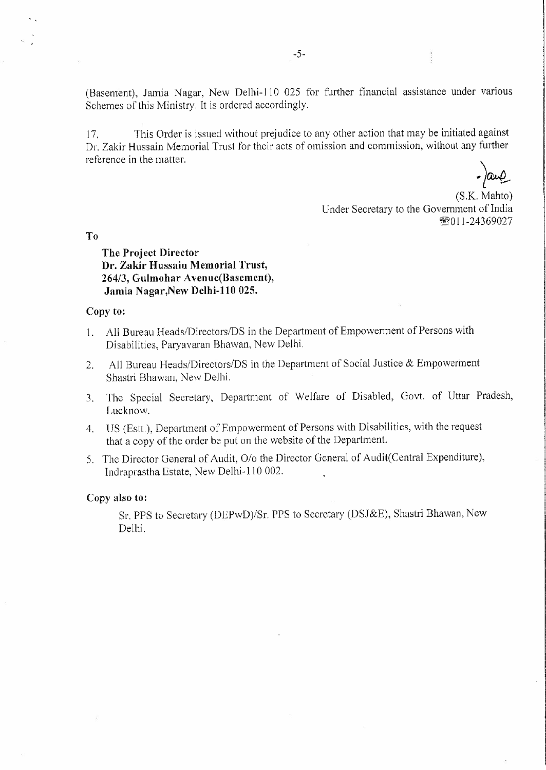(Basement), Jamia Nagar, New Delhi-110 025 for further financial assistance under various Schemes of this Ministry. It is ordered accordingly.

17. This Order is issued without prejudice to any other action that may be initiated against Dr. Zakir Hussain Memorial Trust for their acts of omission and commission, without any further reference in the matter.

(S.K. Mahto)
Under Secretary to the Government of India
☎011-24369027

**To**

**The Project Director**
**Dr. Zakir Hussain Memorial Trust,**
**264/3, Gulmohar Avenue(Basement),**
**Jamia Nagar,New Delhi-110 025.**

**Copy to:**

1. All Bureau Heads/Directors/DS in the Department of Empowerment of Persons with Disabilities, Paryavaran Bhawan, New Delhi.
2. All Bureau Heads/Directors/DS in the Department of Social Justice & Empowerment Shastri Bhawan, New Delhi.
3. The Special Secretary, Department of Welfare of Disabled, Govt. of Uttar Pradesh, Lucknow.
4. US (Estt.), Department of Empowerment of Persons with Disabilities, with the request that a copy of the order be put on the website of the Department.
5. The Director General of Audit, O/o the Director General of Audit(Central Expenditure), Indraprastha Estate, New Delhi-110 002.

**Copy also to:**

Sr. PPS to Secretary (DEPwD)/Sr. PPS to Secretary (DSJ&E), Shastri Bhawan, New Delhi.